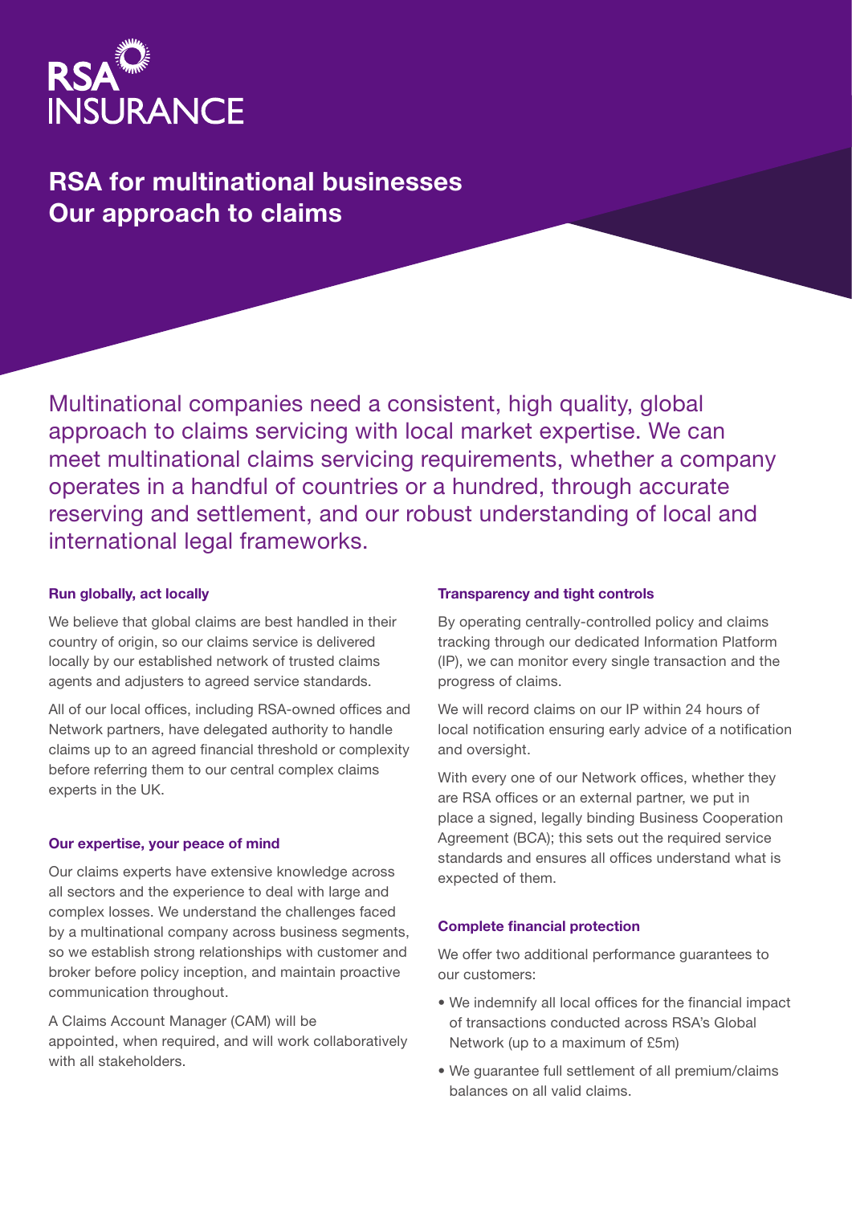RSA INSURANCE

# RSA for multinational businesses
# Our approach to claims

Multinational companies need a consistent, high quality, global approach to claims servicing with local market expertise. We can meet multinational claims servicing requirements, whether a company operates in a handful of countries or a hundred, through accurate reserving and settlement, and our robust understanding of local and international legal frameworks.

### Run globally, act locally

We believe that global claims are best handled in their country of origin, so our claims service is delivered locally by our established network of trusted claims agents and adjusters to agreed service standards.

All of our local offices, including RSA-owned offices and Network partners, have delegated authority to handle claims up to an agreed financial threshold or complexity before referring them to our central complex claims experts in the UK.

### Our expertise, your peace of mind

Our claims experts have extensive knowledge across all sectors and the experience to deal with large and complex losses. We understand the challenges faced by a multinational company across business segments, so we establish strong relationships with customer and broker before policy inception, and maintain proactive communication throughout.

A Claims Account Manager (CAM) will be appointed, when required, and will work collaboratively with all stakeholders.

### Transparency and tight controls

By operating centrally-controlled policy and claims tracking through our dedicated Information Platform (IP), we can monitor every single transaction and the progress of claims.

We will record claims on our IP within 24 hours of local notification ensuring early advice of a notification and oversight.

With every one of our Network offices, whether they are RSA offices or an external partner, we put in place a signed, legally binding Business Cooperation Agreement (BCA); this sets out the required service standards and ensures all offices understand what is expected of them.

### Complete financial protection

We offer two additional performance guarantees to our customers:

- We indemnify all local offices for the financial impact of transactions conducted across RSA's Global Network (up to a maximum of £5m)
- We guarantee full settlement of all premium/claims balances on all valid claims.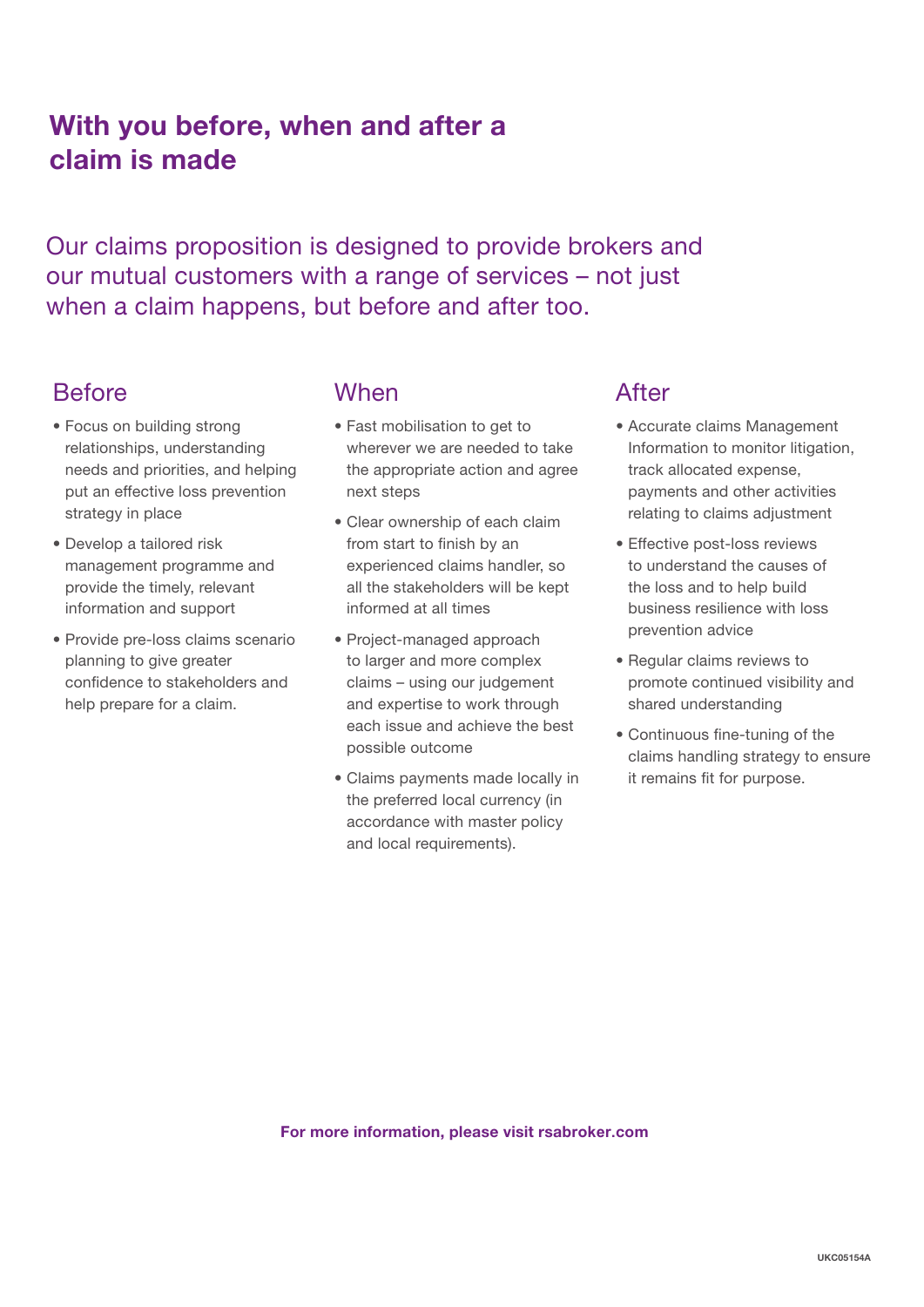# With you before, when and after a claim is made

Our claims proposition is designed to provide brokers and our mutual customers with a range of services – not just when a claim happens, but before and after too.

## Before

- Focus on building strong relationships, understanding needs and priorities, and helping put an effective loss prevention strategy in place
- Develop a tailored risk management programme and provide the timely, relevant information and support
- Provide pre-loss claims scenario planning to give greater confidence to stakeholders and help prepare for a claim.

## When

- Fast mobilisation to get to wherever we are needed to take the appropriate action and agree next steps
- Clear ownership of each claim from start to finish by an experienced claims handler, so all the stakeholders will be kept informed at all times
- Project-managed approach to larger and more complex claims – using our judgement and expertise to work through each issue and achieve the best possible outcome
- Claims payments made locally in the preferred local currency (in accordance with master policy and local requirements).

## After

- Accurate claims Management Information to monitor litigation, track allocated expense, payments and other activities relating to claims adjustment
- Effective post-loss reviews to understand the causes of the loss and to help build business resilience with loss prevention advice
- Regular claims reviews to promote continued visibility and shared understanding
- Continuous fine-tuning of the claims handling strategy to ensure it remains fit for purpose.

**For more information, please visit rsabroker.com**

UKC05154A